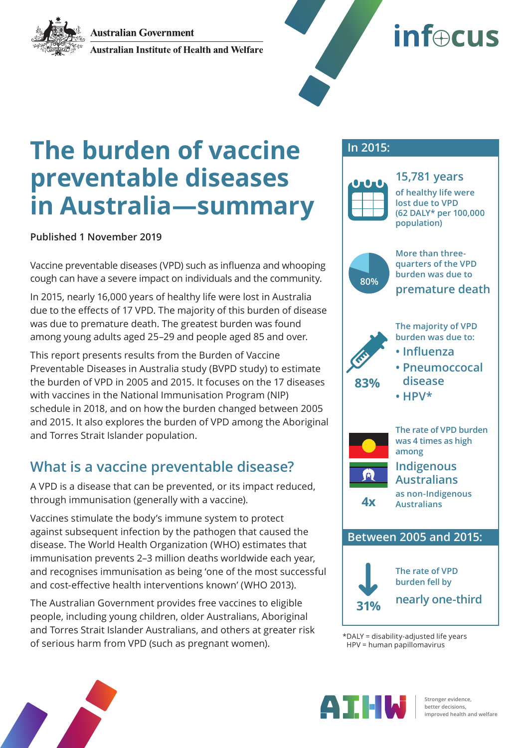Australian Government
Australian Institute of Health and Welfare

infocus

# The burden of vaccine preventable diseases in Australia—summary

**Published 1 November 2019**

Vaccine preventable diseases (VPD) such as influenza and whooping cough can have a severe impact on individuals and the community.

In 2015, nearly 16,000 years of healthy life were lost in Australia due to the effects of 17 VPD. The majority of this burden of disease was due to premature death. The greatest burden was found among young adults aged 25–29 and people aged 85 and over.

This report presents results from the Burden of Vaccine Preventable Diseases in Australia study (BVPD study) to estimate the burden of VPD in 2005 and 2015. It focuses on the 17 diseases with vaccines in the National Immunisation Program (NIP) schedule in 2018, and on how the burden changed between 2005 and 2015. It also explores the burden of VPD among the Aboriginal and Torres Strait Islander population.

## What is a vaccine preventable disease?

A VPD is a disease that can be prevented, or its impact reduced, through immunisation (generally with a vaccine).

Vaccines stimulate the body's immune system to protect against subsequent infection by the pathogen that caused the disease. The World Health Organization (WHO) estimates that immunisation prevents 2–3 million deaths worldwide each year, and recognises immunisation as being 'one of the most successful and cost-effective health interventions known' (WHO 2013).

The Australian Government provides free vaccines to eligible people, including young children, older Australians, Aboriginal and Torres Strait Islander Australians, and others at greater risk of serious harm from VPD (such as pregnant women).

### In 2015:

**15,781 years** of healthy life were lost due to VPD (62 DALY* per 100,000 population)

**80%** — More than three-quarters of the VPD burden was due to **premature death**

**83%** — The majority of VPD burden was due to:

- Influenza
- Pneumococcal disease
- HPV*

**4x** — The rate of VPD burden was 4 times as high among **Indigenous Australians** as non-Indigenous Australians

### Between 2005 and 2015:

**31%** — The rate of VPD burden fell by **nearly one-third**

*DALY = disability-adjusted life years
HPV = human papillomavirus

AIHW — Stronger evidence, better decisions, improved health and welfare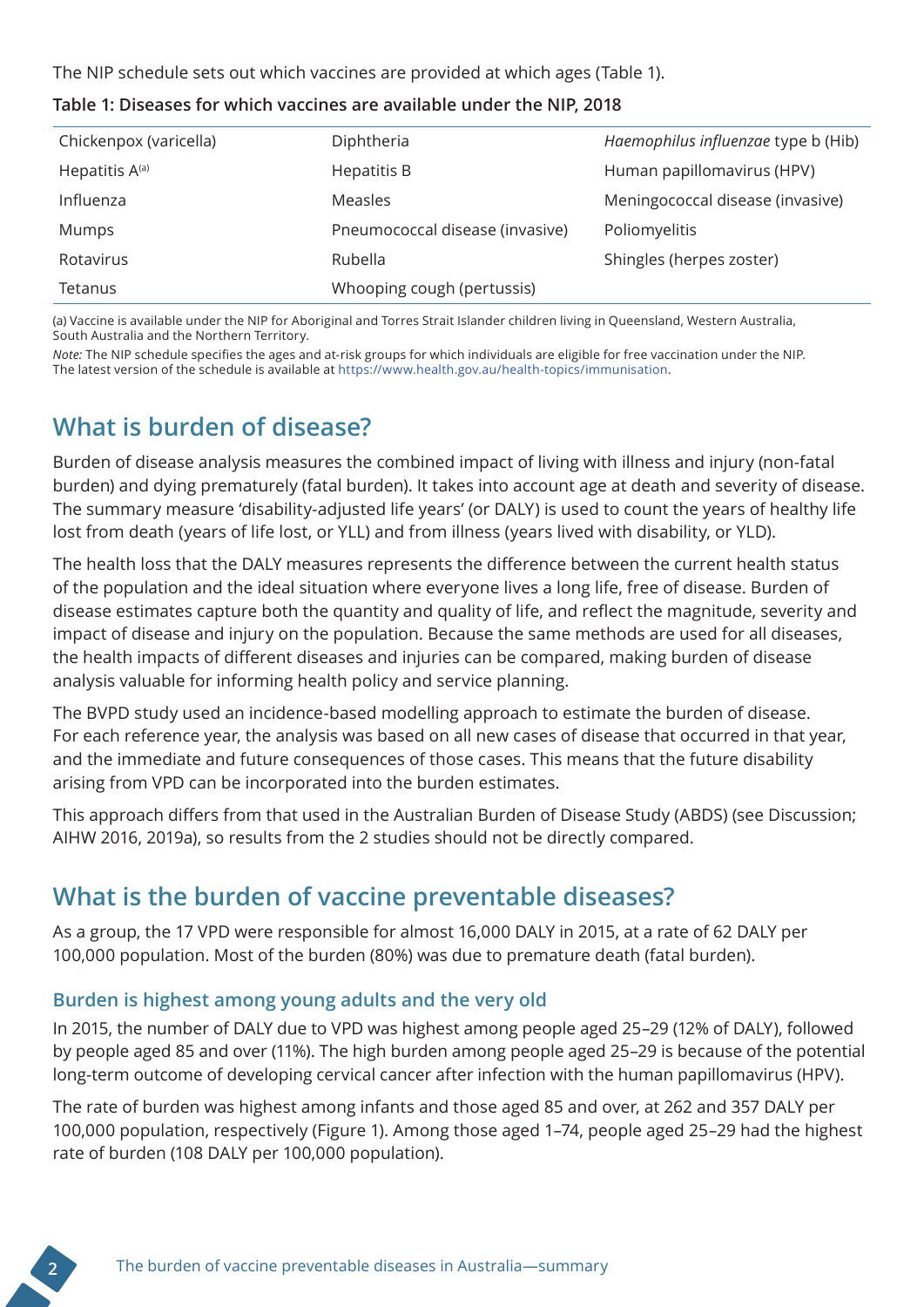The NIP schedule sets out which vaccines are provided at which ages (Table 1).

**Table 1: Diseases for which vaccines are available under the NIP, 2018**

| | | |
|---|---|---|
| Chickenpox (varicella) | Diphtheria | *Haemophilus influenzae* type b (Hib) |
| Hepatitis A[(a)] | Hepatitis B | Human papillomavirus (HPV) |
| Influenza | Measles | Meningococcal disease (invasive) |
| Mumps | Pneumococcal disease (invasive) | Poliomyelitis |
| Rotavirus | Rubella | Shingles (herpes zoster) |
| Tetanus | Whooping cough (pertussis) | |

(a) Vaccine is available under the NIP for Aboriginal and Torres Strait Islander children living in Queensland, Western Australia, South Australia and the Northern Territory.

*Note:* The NIP schedule specifies the ages and at-risk groups for which individuals are eligible for free vaccination under the NIP. The latest version of the schedule is available at https://www.health.gov.au/health-topics/immunisation.

## What is burden of disease?

Burden of disease analysis measures the combined impact of living with illness and injury (non-fatal burden) and dying prematurely (fatal burden). It takes into account age at death and severity of disease. The summary measure 'disability-adjusted life years' (or DALY) is used to count the years of healthy life lost from death (years of life lost, or YLL) and from illness (years lived with disability, or YLD).

The health loss that the DALY measures represents the difference between the current health status of the population and the ideal situation where everyone lives a long life, free of disease. Burden of disease estimates capture both the quantity and quality of life, and reflect the magnitude, severity and impact of disease and injury on the population. Because the same methods are used for all diseases, the health impacts of different diseases and injuries can be compared, making burden of disease analysis valuable for informing health policy and service planning.

The BVPD study used an incidence-based modelling approach to estimate the burden of disease. For each reference year, the analysis was based on all new cases of disease that occurred in that year, and the immediate and future consequences of those cases. This means that the future disability arising from VPD can be incorporated into the burden estimates.

This approach differs from that used in the Australian Burden of Disease Study (ABDS) (see Discussion; AIHW 2016, 2019a), so results from the 2 studies should not be directly compared.

## What is the burden of vaccine preventable diseases?

As a group, the 17 VPD were responsible for almost 16,000 DALY in 2015, at a rate of 62 DALY per 100,000 population. Most of the burden (80%) was due to premature death (fatal burden).

### Burden is highest among young adults and the very old

In 2015, the number of DALY due to VPD was highest among people aged 25–29 (12% of DALY), followed by people aged 85 and over (11%). The high burden among people aged 25–29 is because of the potential long-term outcome of developing cervical cancer after infection with the human papillomavirus (HPV).

The rate of burden was highest among infants and those aged 85 and over, at 262 and 357 DALY per 100,000 population, respectively (Figure 1). Among those aged 1–74, people aged 25–29 had the highest rate of burden (108 DALY per 100,000 population).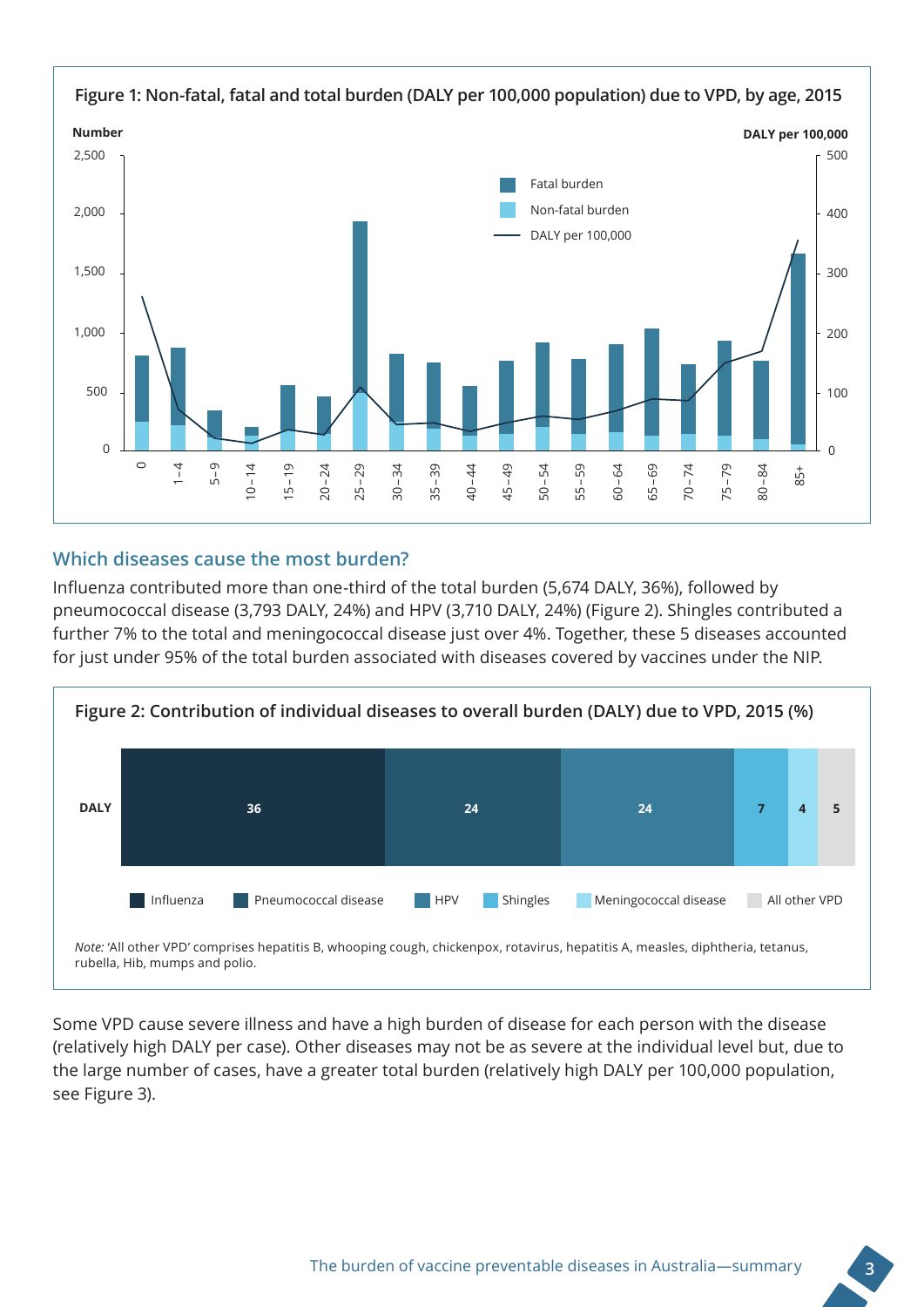**Figure 1: Non-fatal, fatal and total burden (DALY per 100,000 population) due to VPD, by age, 2015**

## Which diseases cause the most burden?

Influenza contributed more than one-third of the total burden (5,674 DALY, 36%), followed by pneumococcal disease (3,793 DALY, 24%) and HPV (3,710 DALY, 24%) (Figure 2). Shingles contributed a further 7% to the total and meningococcal disease just over 4%. Together, these 5 diseases accounted for just under 95% of the total burden associated with diseases covered by vaccines under the NIP.

**Figure 2: Contribution of individual diseases to overall burden (DALY) due to VPD, 2015 (%)**

| | Influenza | Pneumococcal disease | HPV | Shingles | Meningococcal disease | All other VPD |
|---|---|---|---|---|---|---|
| DALY | 36 | 24 | 24 | 7 | 4 | 5 |

*Note:* 'All other VPD' comprises hepatitis B, whooping cough, chickenpox, rotavirus, hepatitis A, measles, diphtheria, tetanus, rubella, Hib, mumps and polio.

Some VPD cause severe illness and have a high burden of disease for each person with the disease (relatively high DALY per case). Other diseases may not be as severe at the individual level but, due to the large number of cases, have a greater total burden (relatively high DALY per 100,000 population, see Figure 3).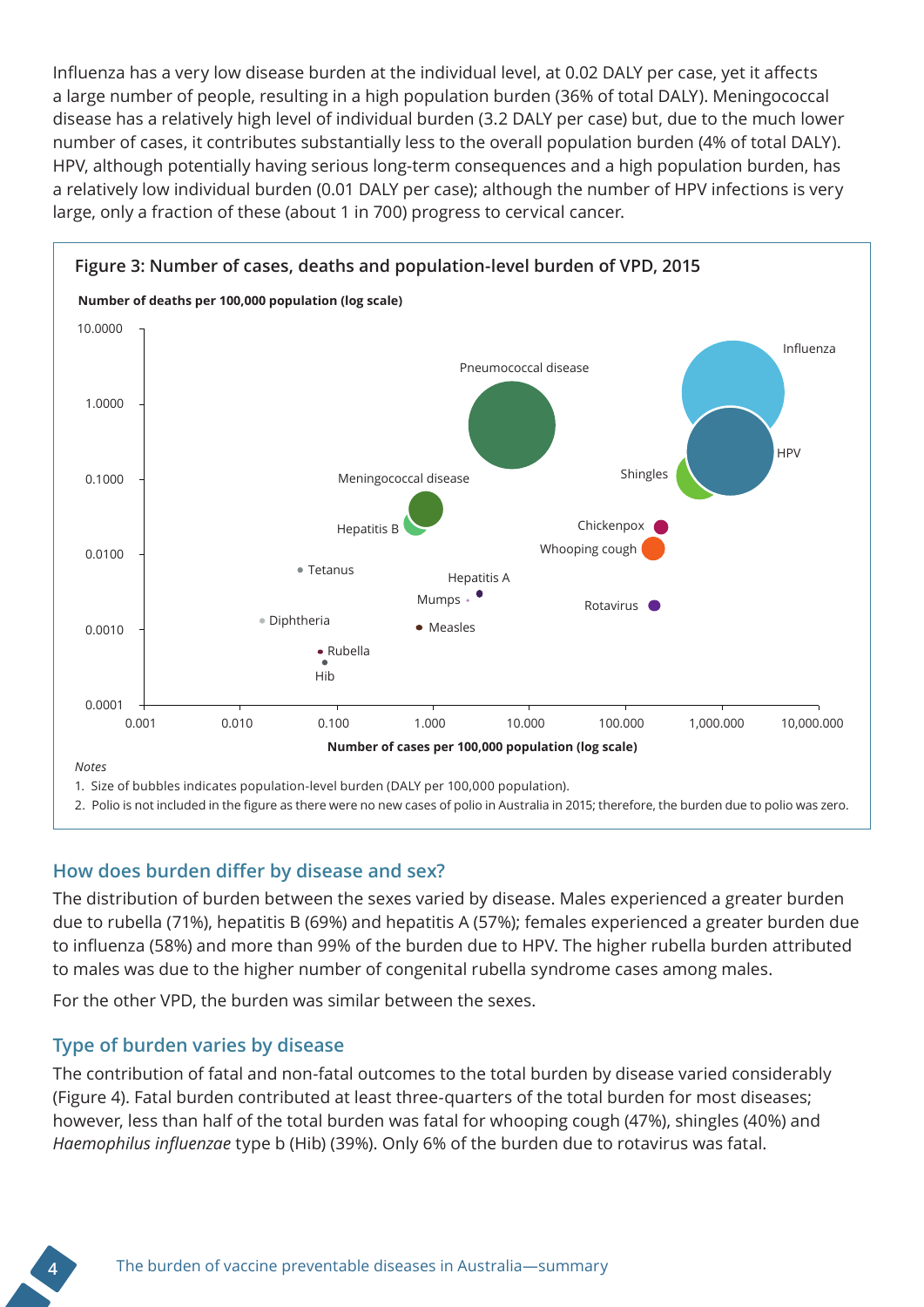Influenza has a very low disease burden at the individual level, at 0.02 DALY per case, yet it affects a large number of people, resulting in a high population burden (36% of total DALY). Meningococcal disease has a relatively high level of individual burden (3.2 DALY per case) but, due to the much lower number of cases, it contributes substantially less to the overall population burden (4% of total DALY). HPV, although potentially having serious long-term consequences and a high population burden, has a relatively low individual burden (0.01 DALY per case); although the number of HPV infections is very large, only a fraction of these (about 1 in 700) progress to cervical cancer.

**Figure 3: Number of cases, deaths and population-level burden of VPD, 2015**

*Notes*

1. Size of bubbles indicates population-level burden (DALY per 100,000 population).
2. Polio is not included in the figure as there were no new cases of polio in Australia in 2015; therefore, the burden due to polio was zero.

## How does burden differ by disease and sex?

The distribution of burden between the sexes varied by disease. Males experienced a greater burden due to rubella (71%), hepatitis B (69%) and hepatitis A (57%); females experienced a greater burden due to influenza (58%) and more than 99% of the burden due to HPV. The higher rubella burden attributed to males was due to the higher number of congenital rubella syndrome cases among males.

For the other VPD, the burden was similar between the sexes.

## Type of burden varies by disease

The contribution of fatal and non-fatal outcomes to the total burden by disease varied considerably (Figure 4). Fatal burden contributed at least three-quarters of the total burden for most diseases; however, less than half of the total burden was fatal for whooping cough (47%), shingles (40%) and *Haemophilus influenzae* type b (Hib) (39%). Only 6% of the burden due to rotavirus was fatal.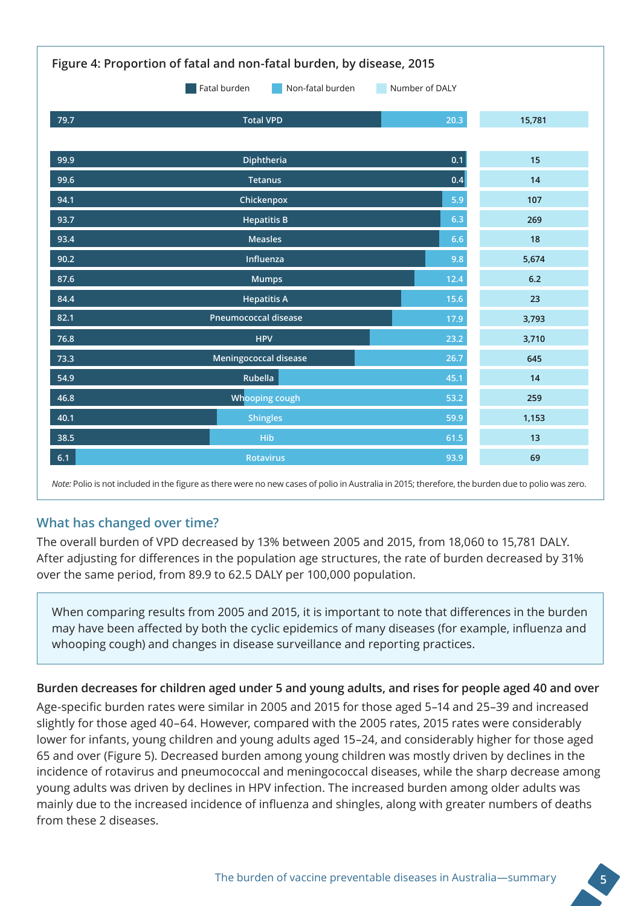**Figure 4: Proportion of fatal and non-fatal burden, by disease, 2015**

| Disease | Fatal burden | Non-fatal burden | Number of DALY |
|---|---|---|---|
| Total VPD | 79.7 | 20.3 | 15,781 |
| Diphtheria | 99.9 | 0.1 | 15 |
| Tetanus | 99.6 | 0.4 | 14 |
| Chickenpox | 94.1 | 5.9 | 107 |
| Hepatitis B | 93.7 | 6.3 | 269 |
| Measles | 93.4 | 6.6 | 18 |
| Influenza | 90.2 | 9.8 | 5,674 |
| Mumps | 87.6 | 12.4 | 6.2 |
| Hepatitis A | 84.4 | 15.6 | 23 |
| Pneumococcal disease | 82.1 | 17.9 | 3,793 |
| HPV | 76.8 | 23.2 | 3,710 |
| Meningococcal disease | 73.3 | 26.7 | 645 |
| Rubella | 54.9 | 45.1 | 14 |
| Whooping cough | 46.8 | 53.2 | 259 |
| Shingles | 40.1 | 59.9 | 1,153 |
| Hib | 38.5 | 61.5 | 13 |
| Rotavirus | 6.1 | 93.9 | 69 |

*Note:* Polio is not included in the figure as there were no new cases of polio in Australia in 2015; therefore, the burden due to polio was zero.

## What has changed over time?

The overall burden of VPD decreased by 13% between 2005 and 2015, from 18,060 to 15,781 DALY. After adjusting for differences in the population age structures, the rate of burden decreased by 31% over the same period, from 89.9 to 62.5 DALY per 100,000 population.

> When comparing results from 2005 and 2015, it is important to note that differences in the burden may have been affected by both the cyclic epidemics of many diseases (for example, influenza and whooping cough) and changes in disease surveillance and reporting practices.

### Burden decreases for children aged under 5 and young adults, and rises for people aged 40 and over

Age-specific burden rates were similar in 2005 and 2015 for those aged 5–14 and 25–39 and increased slightly for those aged 40–64. However, compared with the 2005 rates, 2015 rates were considerably lower for infants, young children and young adults aged 15–24, and considerably higher for those aged 65 and over (Figure 5). Decreased burden among young children was mostly driven by declines in the incidence of rotavirus and pneumococcal and meningococcal diseases, while the sharp decrease among young adults was driven by declines in HPV infection. The increased burden among older adults was mainly due to the increased incidence of influenza and shingles, along with greater numbers of deaths from these 2 diseases.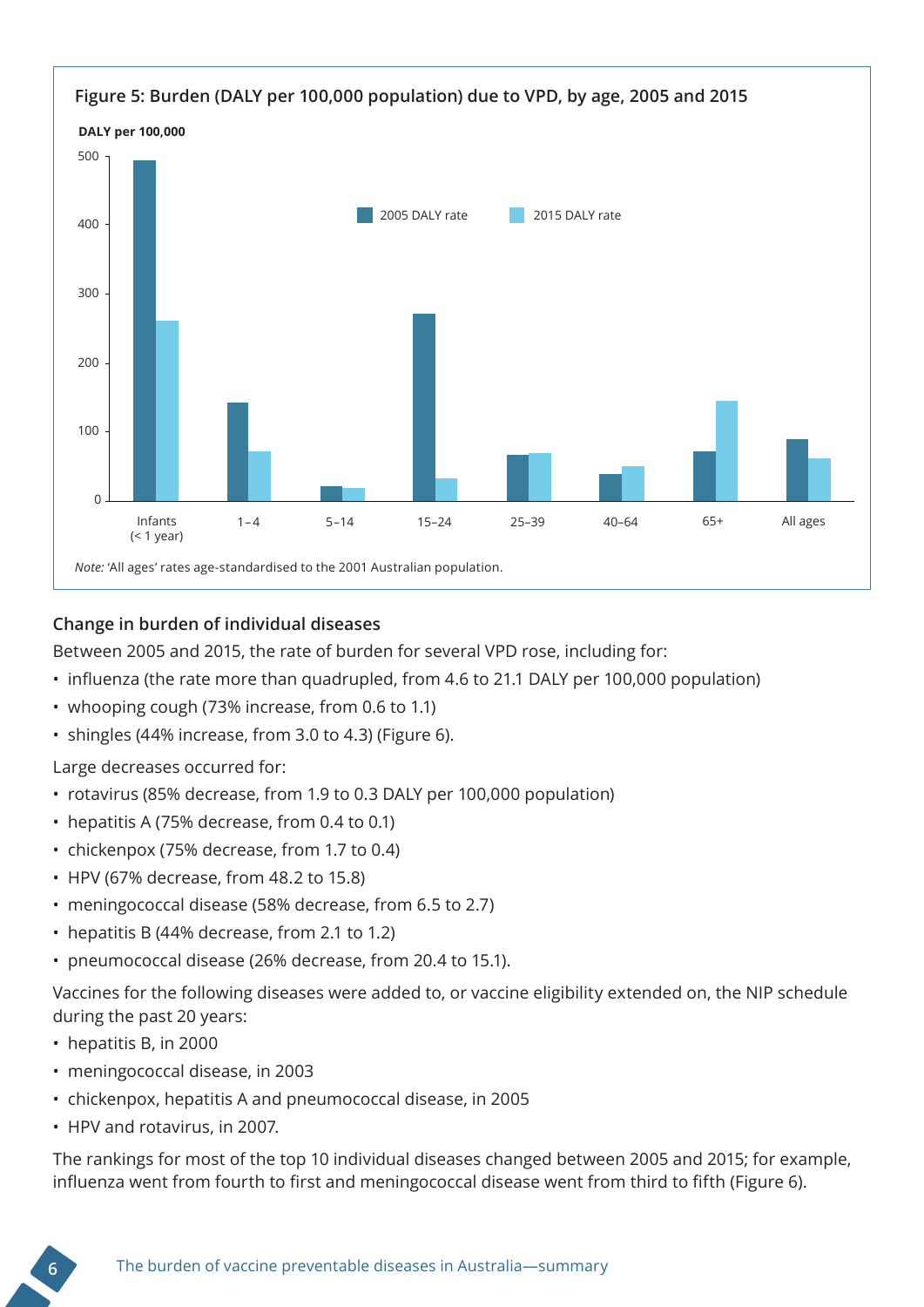**Figure 5: Burden (DALY per 100,000 population) due to VPD, by age, 2005 and 2015**

*Note:* 'All ages' rates age-standardised to the 2001 Australian population.

### Change in burden of individual diseases

Between 2005 and 2015, the rate of burden for several VPD rose, including for:

- influenza (the rate more than quadrupled, from 4.6 to 21.1 DALY per 100,000 population)
- whooping cough (73% increase, from 0.6 to 1.1)
- shingles (44% increase, from 3.0 to 4.3) (Figure 6).

Large decreases occurred for:

- rotavirus (85% decrease, from 1.9 to 0.3 DALY per 100,000 population)
- hepatitis A (75% decrease, from 0.4 to 0.1)
- chickenpox (75% decrease, from 1.7 to 0.4)
- HPV (67% decrease, from 48.2 to 15.8)
- meningococcal disease (58% decrease, from 6.5 to 2.7)
- hepatitis B (44% decrease, from 2.1 to 1.2)
- pneumococcal disease (26% decrease, from 20.4 to 15.1).

Vaccines for the following diseases were added to, or vaccine eligibility extended on, the NIP schedule during the past 20 years:

- hepatitis B, in 2000
- meningococcal disease, in 2003
- chickenpox, hepatitis A and pneumococcal disease, in 2005
- HPV and rotavirus, in 2007.

The rankings for most of the top 10 individual diseases changed between 2005 and 2015; for example, influenza went from fourth to first and meningococcal disease went from third to fifth (Figure 6).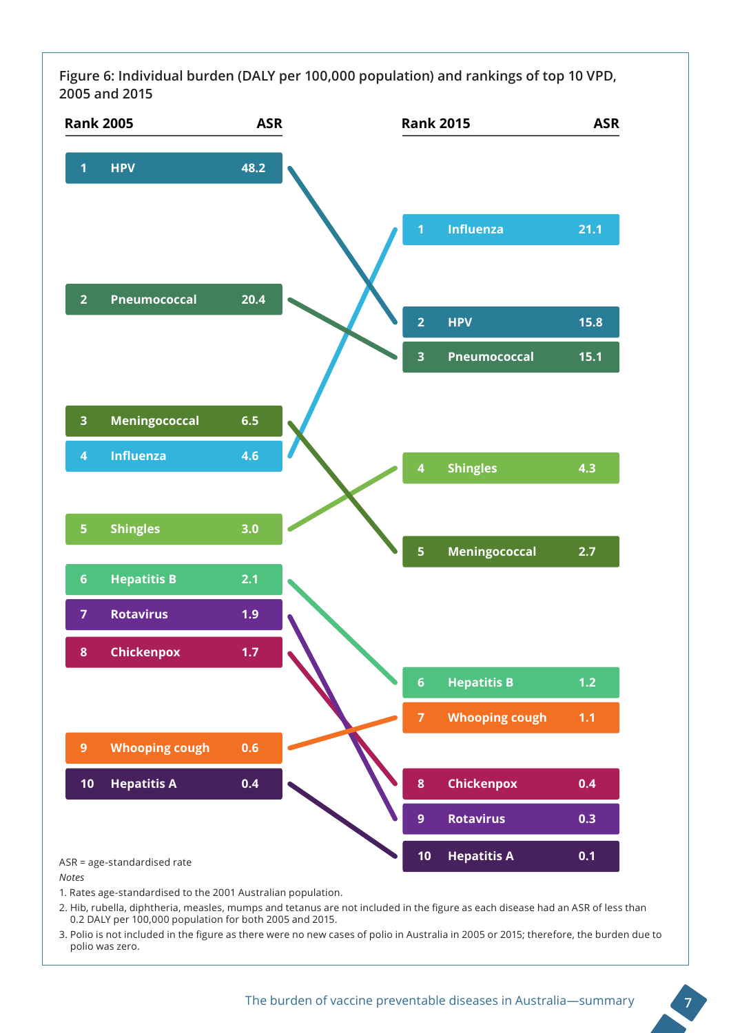**Figure 6: Individual burden (DALY per 100,000 population) and rankings of top 10 VPD, 2005 and 2015**

| Rank 2005 | | ASR | Rank 2015 | | ASR |
|---|---|---|---|---|---|
| 1 | HPV | 48.2 | 1 | Influenza | 21.1 |
| 2 | Pneumococcal | 20.4 | 2 | HPV | 15.8 |
| 3 | Meningococcal | 6.5 | 3 | Pneumococcal | 15.1 |
| 4 | Influenza | 4.6 | 4 | Shingles | 4.3 |
| 5 | Shingles | 3.0 | 5 | Meningococcal | 2.7 |
| 6 | Hepatitis B | 2.1 | 6 | Hepatitis B | 1.2 |
| 7 | Rotavirus | 1.9 | 7 | Whooping cough | 1.1 |
| 8 | Chickenpox | 1.7 | 8 | Chickenpox | 0.4 |
| 9 | Whooping cough | 0.6 | 9 | Rotavirus | 0.3 |
| 10 | Hepatitis A | 0.4 | 10 | Hepatitis A | 0.1 |

ASR = age-standardised rate

*Notes*

1. Rates age-standardised to the 2001 Australian population.
2. Hib, rubella, diphtheria, measles, mumps and tetanus are not included in the figure as each disease had an ASR of less than 0.2 DALY per 100,000 population for both 2005 and 2015.
3. Polio is not included in the figure as there were no new cases of polio in Australia in 2005 or 2015; therefore, the burden due to polio was zero.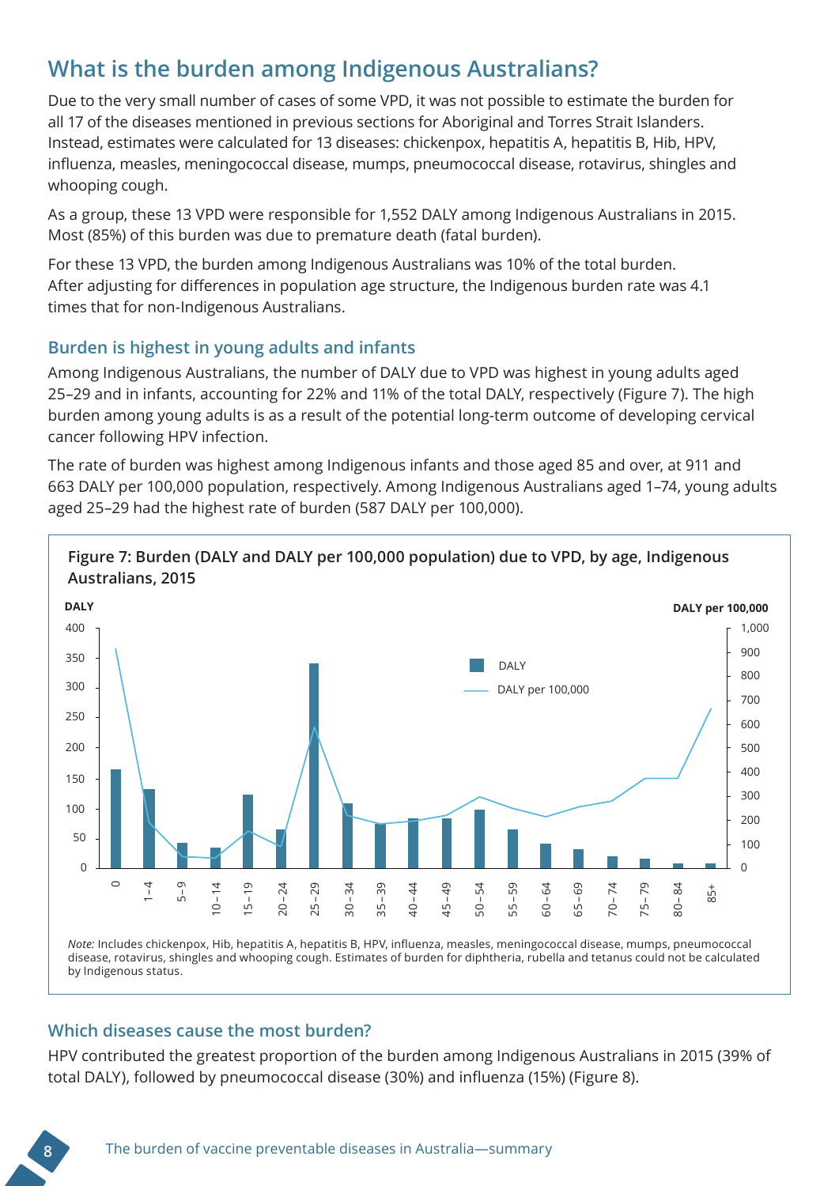## What is the burden among Indigenous Australians?

Due to the very small number of cases of some VPD, it was not possible to estimate the burden for all 17 of the diseases mentioned in previous sections for Aboriginal and Torres Strait Islanders. Instead, estimates were calculated for 13 diseases: chickenpox, hepatitis A, hepatitis B, Hib, HPV, influenza, measles, meningococcal disease, mumps, pneumococcal disease, rotavirus, shingles and whooping cough.

As a group, these 13 VPD were responsible for 1,552 DALY among Indigenous Australians in 2015. Most (85%) of this burden was due to premature death (fatal burden).

For these 13 VPD, the burden among Indigenous Australians was 10% of the total burden. After adjusting for differences in population age structure, the Indigenous burden rate was 4.1 times that for non-Indigenous Australians.

### Burden is highest in young adults and infants

Among Indigenous Australians, the number of DALY due to VPD was highest in young adults aged 25–29 and in infants, accounting for 22% and 11% of the total DALY, respectively (Figure 7). The high burden among young adults is as a result of the potential long-term outcome of developing cervical cancer following HPV infection.

The rate of burden was highest among Indigenous infants and those aged 85 and over, at 911 and 663 DALY per 100,000 population, respectively. Among Indigenous Australians aged 1–74, young adults aged 25–29 had the highest rate of burden (587 DALY per 100,000).

**Figure 7: Burden (DALY and DALY per 100,000 population) due to VPD, by age, Indigenous Australians, 2015**

*Note:* Includes chickenpox, Hib, hepatitis A, hepatitis B, HPV, influenza, measles, meningococcal disease, mumps, pneumococcal disease, rotavirus, shingles and whooping cough. Estimates of burden for diphtheria, rubella and tetanus could not be calculated by Indigenous status.

### Which diseases cause the most burden?

HPV contributed the greatest proportion of the burden among Indigenous Australians in 2015 (39% of total DALY), followed by pneumococcal disease (30%) and influenza (15%) (Figure 8).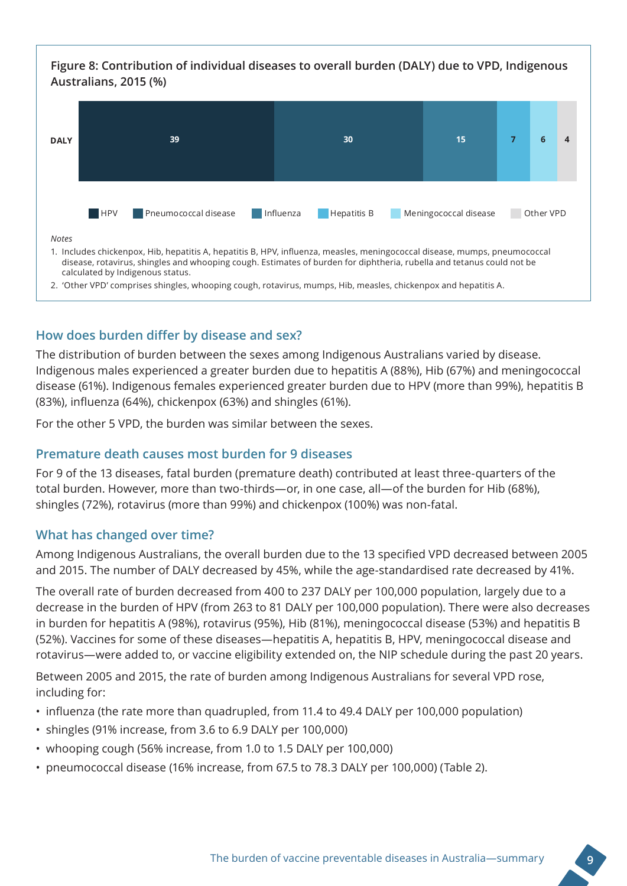**Figure 8: Contribution of individual diseases to overall burden (DALY) due to VPD, Indigenous Australians, 2015 (%)**

| | HPV | Pneumococcal disease | Influenza | Hepatitis B | Meningococcal disease | Other VPD |
|---|---|---|---|---|---|---|
| DALY | 39 | 30 | 15 | 7 | 6 | 4 |

*Notes*

1. Includes chickenpox, Hib, hepatitis A, hepatitis B, HPV, influenza, measles, meningococcal disease, mumps, pneumococcal disease, rotavirus, shingles and whooping cough. Estimates of burden for diphtheria, rubella and tetanus could not be calculated by Indigenous status.
2. 'Other VPD' comprises shingles, whooping cough, rotavirus, mumps, Hib, measles, chickenpox and hepatitis A.

## How does burden differ by disease and sex?

The distribution of burden between the sexes among Indigenous Australians varied by disease. Indigenous males experienced a greater burden due to hepatitis A (88%), Hib (67%) and meningococcal disease (61%). Indigenous females experienced greater burden due to HPV (more than 99%), hepatitis B (83%), influenza (64%), chickenpox (63%) and shingles (61%).

For the other 5 VPD, the burden was similar between the sexes.

## Premature death causes most burden for 9 diseases

For 9 of the 13 diseases, fatal burden (premature death) contributed at least three-quarters of the total burden. However, more than two-thirds—or, in one case, all—of the burden for Hib (68%), shingles (72%), rotavirus (more than 99%) and chickenpox (100%) was non-fatal.

## What has changed over time?

Among Indigenous Australians, the overall burden due to the 13 specified VPD decreased between 2005 and 2015. The number of DALY decreased by 45%, while the age-standardised rate decreased by 41%.

The overall rate of burden decreased from 400 to 237 DALY per 100,000 population, largely due to a decrease in the burden of HPV (from 263 to 81 DALY per 100,000 population). There were also decreases in burden for hepatitis A (98%), rotavirus (95%), Hib (81%), meningococcal disease (53%) and hepatitis B (52%). Vaccines for some of these diseases—hepatitis A, hepatitis B, HPV, meningococcal disease and rotavirus—were added to, or vaccine eligibility extended on, the NIP schedule during the past 20 years.

Between 2005 and 2015, the rate of burden among Indigenous Australians for several VPD rose, including for:

- influenza (the rate more than quadrupled, from 11.4 to 49.4 DALY per 100,000 population)
- shingles (91% increase, from 3.6 to 6.9 DALY per 100,000)
- whooping cough (56% increase, from 1.0 to 1.5 DALY per 100,000)
- pneumococcal disease (16% increase, from 67.5 to 78.3 DALY per 100,000) (Table 2).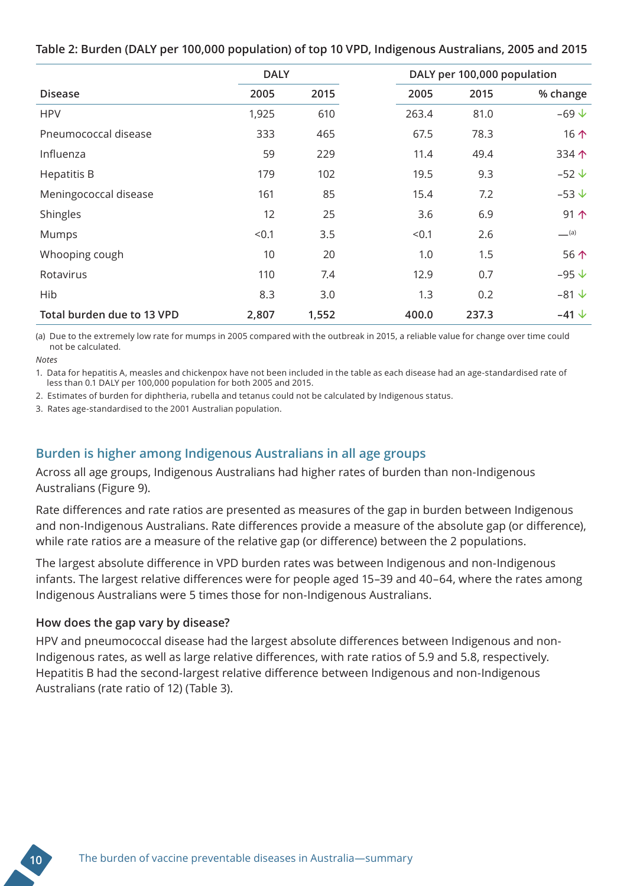**Table 2: Burden (DALY per 100,000 population) of top 10 VPD, Indigenous Australians, 2005 and 2015**

| | DALY | | DALY per 100,000 population | | |
|---|---|---|---|---|---|
| **Disease** | **2005** | **2015** | **2005** | **2015** | **% change** |
| HPV | 1,925 | 610 | 263.4 | 81.0 | –69 ↓ |
| Pneumococcal disease | 333 | 465 | 67.5 | 78.3 | 16 ↑ |
| Influenza | 59 | 229 | 11.4 | 49.4 | 334 ↑ |
| Hepatitis B | 179 | 102 | 19.5 | 9.3 | –52 ↓ |
| Meningococcal disease | 161 | 85 | 15.4 | 7.2 | –53 ↓ |
| Shingles | 12 | 25 | 3.6 | 6.9 | 91 ↑ |
| Mumps | <0.1 | 3.5 | <0.1 | 2.6 | —[(a)] |
| Whooping cough | 10 | 20 | 1.0 | 1.5 | 56 ↑ |
| Rotavirus | 110 | 7.4 | 12.9 | 0.7 | –95 ↓ |
| Hib | 8.3 | 3.0 | 1.3 | 0.2 | –81 ↓ |
| **Total burden due to 13 VPD** | **2,807** | **1,552** | **400.0** | **237.3** | **–41 ↓** |

(a) Due to the extremely low rate for mumps in 2005 compared with the outbreak in 2015, a reliable value for change over time could not be calculated.

*Notes*

1. Data for hepatitis A, measles and chickenpox have not been included in the table as each disease had an age-standardised rate of less than 0.1 DALY per 100,000 population for both 2005 and 2015.
2. Estimates of burden for diphtheria, rubella and tetanus could not be calculated by Indigenous status.
3. Rates age-standardised to the 2001 Australian population.

## Burden is higher among Indigenous Australians in all age groups

Across all age groups, Indigenous Australians had higher rates of burden than non-Indigenous Australians (Figure 9).

Rate differences and rate ratios are presented as measures of the gap in burden between Indigenous and non-Indigenous Australians. Rate differences provide a measure of the absolute gap (or difference), while rate ratios are a measure of the relative gap (or difference) between the 2 populations.

The largest absolute difference in VPD burden rates was between Indigenous and non-Indigenous infants. The largest relative differences were for people aged 15–39 and 40–64, where the rates among Indigenous Australians were 5 times those for non-Indigenous Australians.

### How does the gap vary by disease?

HPV and pneumococcal disease had the largest absolute differences between Indigenous and non-Indigenous rates, as well as large relative differences, with rate ratios of 5.9 and 5.8, respectively. Hepatitis B had the second-largest relative difference between Indigenous and non-Indigenous Australians (rate ratio of 12) (Table 3).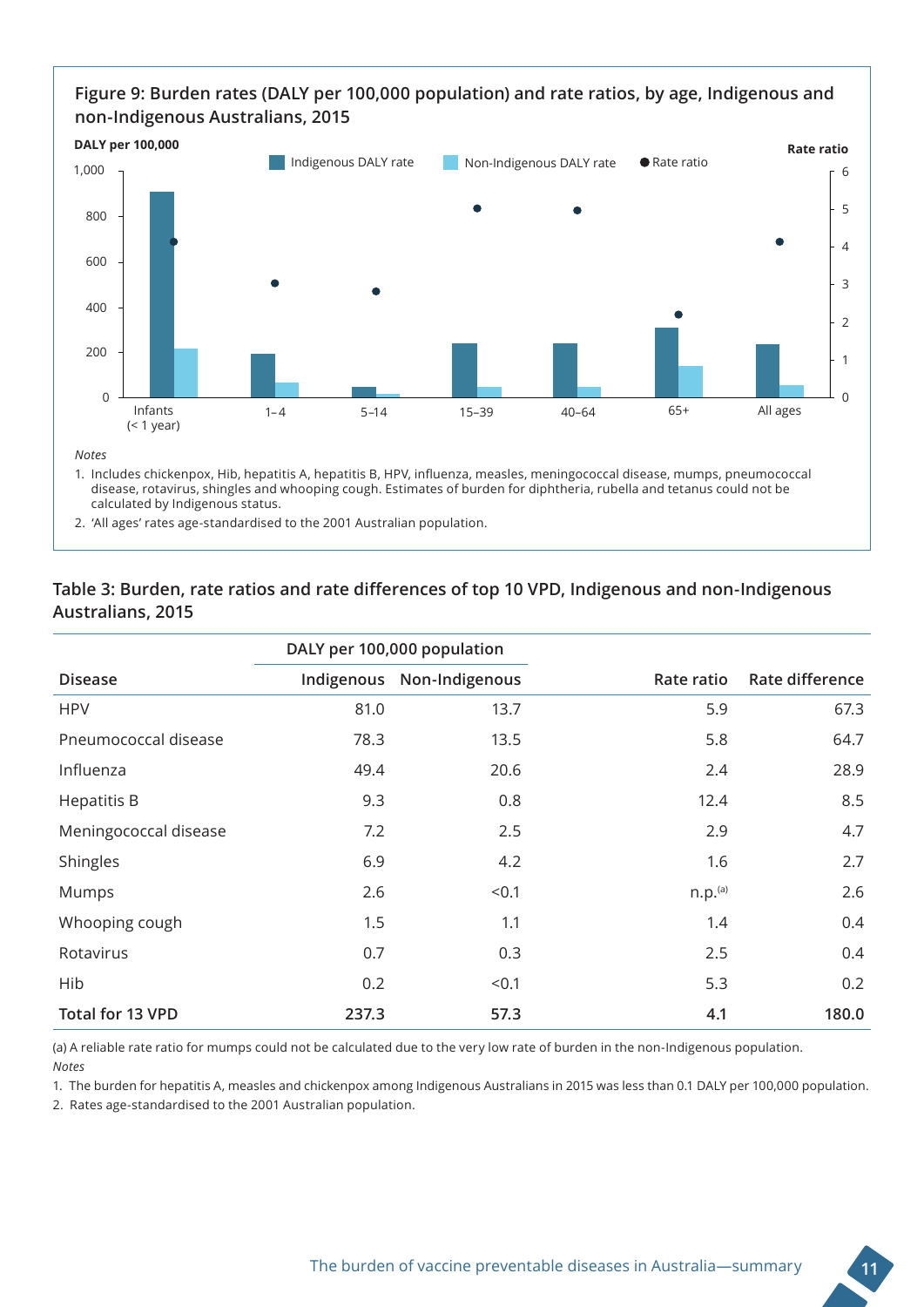**Figure 9: Burden rates (DALY per 100,000 population) and rate ratios, by age, Indigenous and non-Indigenous Australians, 2015**

*Notes*

1. Includes chickenpox, Hib, hepatitis A, hepatitis B, HPV, influenza, measles, meningococcal disease, mumps, pneumococcal disease, rotavirus, shingles and whooping cough. Estimates of burden for diphtheria, rubella and tetanus could not be calculated by Indigenous status.
2. 'All ages' rates age-standardised to the 2001 Australian population.

**Table 3: Burden, rate ratios and rate differences of top 10 VPD, Indigenous and non-Indigenous Australians, 2015**

| | DALY per 100,000 population | | | |
|---|---|---|---|---|
| Disease | Indigenous | Non-Indigenous | Rate ratio | Rate difference |
| HPV | 81.0 | 13.7 | 5.9 | 67.3 |
| Pneumococcal disease | 78.3 | 13.5 | 5.8 | 64.7 |
| Influenza | 49.4 | 20.6 | 2.4 | 28.9 |
| Hepatitis B | 9.3 | 0.8 | 12.4 | 8.5 |
| Meningococcal disease | 7.2 | 2.5 | 2.9 | 4.7 |
| Shingles | 6.9 | 4.2 | 1.6 | 2.7 |
| Mumps | 2.6 | <0.1 | n.p.[a] | 2.6 |
| Whooping cough | 1.5 | 1.1 | 1.4 | 0.4 |
| Rotavirus | 0.7 | 0.3 | 2.5 | 0.4 |
| Hib | 0.2 | <0.1 | 5.3 | 0.2 |
| **Total for 13 VPD** | **237.3** | **57.3** | **4.1** | **180.0** |

(a) A reliable rate ratio for mumps could not be calculated due to the very low rate of burden in the non-Indigenous population.

*Notes*

1. The burden for hepatitis A, measles and chickenpox among Indigenous Australians in 2015 was less than 0.1 DALY per 100,000 population.
2. Rates age-standardised to the 2001 Australian population.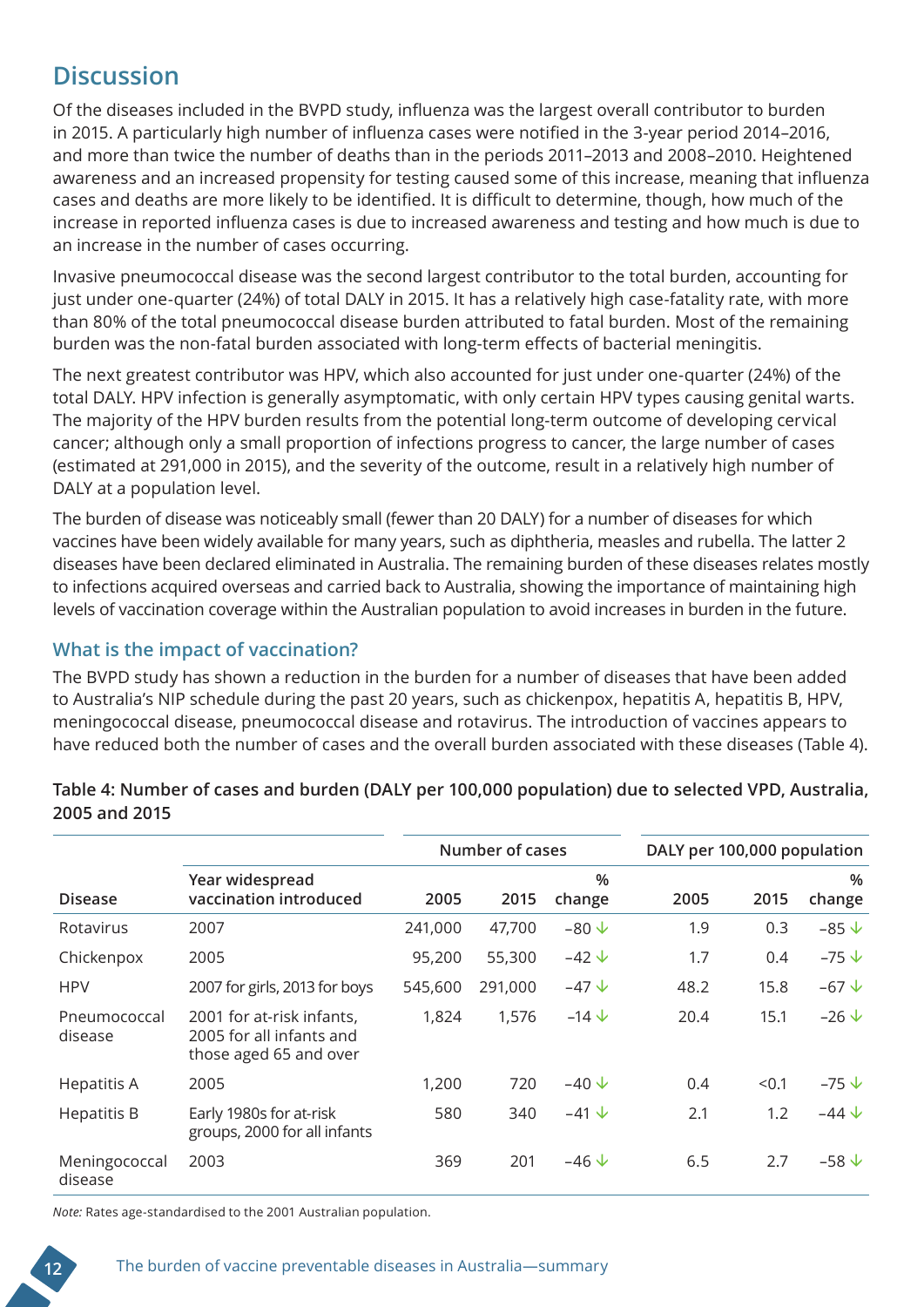## Discussion

Of the diseases included in the BVPD study, influenza was the largest overall contributor to burden in 2015. A particularly high number of influenza cases were notified in the 3-year period 2014–2016, and more than twice the number of deaths than in the periods 2011–2013 and 2008–2010. Heightened awareness and an increased propensity for testing caused some of this increase, meaning that influenza cases and deaths are more likely to be identified. It is difficult to determine, though, how much of the increase in reported influenza cases is due to increased awareness and testing and how much is due to an increase in the number of cases occurring.

Invasive pneumococcal disease was the second largest contributor to the total burden, accounting for just under one-quarter (24%) of total DALY in 2015. It has a relatively high case-fatality rate, with more than 80% of the total pneumococcal disease burden attributed to fatal burden. Most of the remaining burden was the non-fatal burden associated with long-term effects of bacterial meningitis.

The next greatest contributor was HPV, which also accounted for just under one-quarter (24%) of the total DALY. HPV infection is generally asymptomatic, with only certain HPV types causing genital warts. The majority of the HPV burden results from the potential long-term outcome of developing cervical cancer; although only a small proportion of infections progress to cancer, the large number of cases (estimated at 291,000 in 2015), and the severity of the outcome, result in a relatively high number of DALY at a population level.

The burden of disease was noticeably small (fewer than 20 DALY) for a number of diseases for which vaccines have been widely available for many years, such as diphtheria, measles and rubella. The latter 2 diseases have been declared eliminated in Australia. The remaining burden of these diseases relates mostly to infections acquired overseas and carried back to Australia, showing the importance of maintaining high levels of vaccination coverage within the Australian population to avoid increases in burden in the future.

### What is the impact of vaccination?

The BVPD study has shown a reduction in the burden for a number of diseases that have been added to Australia's NIP schedule during the past 20 years, such as chickenpox, hepatitis A, hepatitis B, HPV, meningococcal disease, pneumococcal disease and rotavirus. The introduction of vaccines appears to have reduced both the number of cases and the overall burden associated with these diseases (Table 4).

**Table 4: Number of cases and burden (DALY per 100,000 population) due to selected VPD, Australia, 2005 and 2015**

| | | Number of cases | | | DALY per 100,000 population | | |
|---|---|---|---|---|---|---|---|
| Disease | Year widespread vaccination introduced | 2005 | 2015 | % change | 2005 | 2015 | % change |
| Rotavirus | 2007 | 241,000 | 47,700 | −80 ↓ | 1.9 | 0.3 | −85 ↓ |
| Chickenpox | 2005 | 95,200 | 55,300 | −42 ↓ | 1.7 | 0.4 | −75 ↓ |
| HPV | 2007 for girls, 2013 for boys | 545,600 | 291,000 | −47 ↓ | 48.2 | 15.8 | −67 ↓ |
| Pneumococcal disease | 2001 for at-risk infants, 2005 for all infants and those aged 65 and over | 1,824 | 1,576 | −14 ↓ | 20.4 | 15.1 | −26 ↓ |
| Hepatitis A | 2005 | 1,200 | 720 | −40 ↓ | 0.4 | <0.1 | −75 ↓ |
| Hepatitis B | Early 1980s for at-risk groups, 2000 for all infants | 580 | 340 | −41 ↓ | 2.1 | 1.2 | −44 ↓ |
| Meningococcal disease | 2003 | 369 | 201 | −46 ↓ | 6.5 | 2.7 | −58 ↓ |

*Note:* Rates age-standardised to the 2001 Australian population.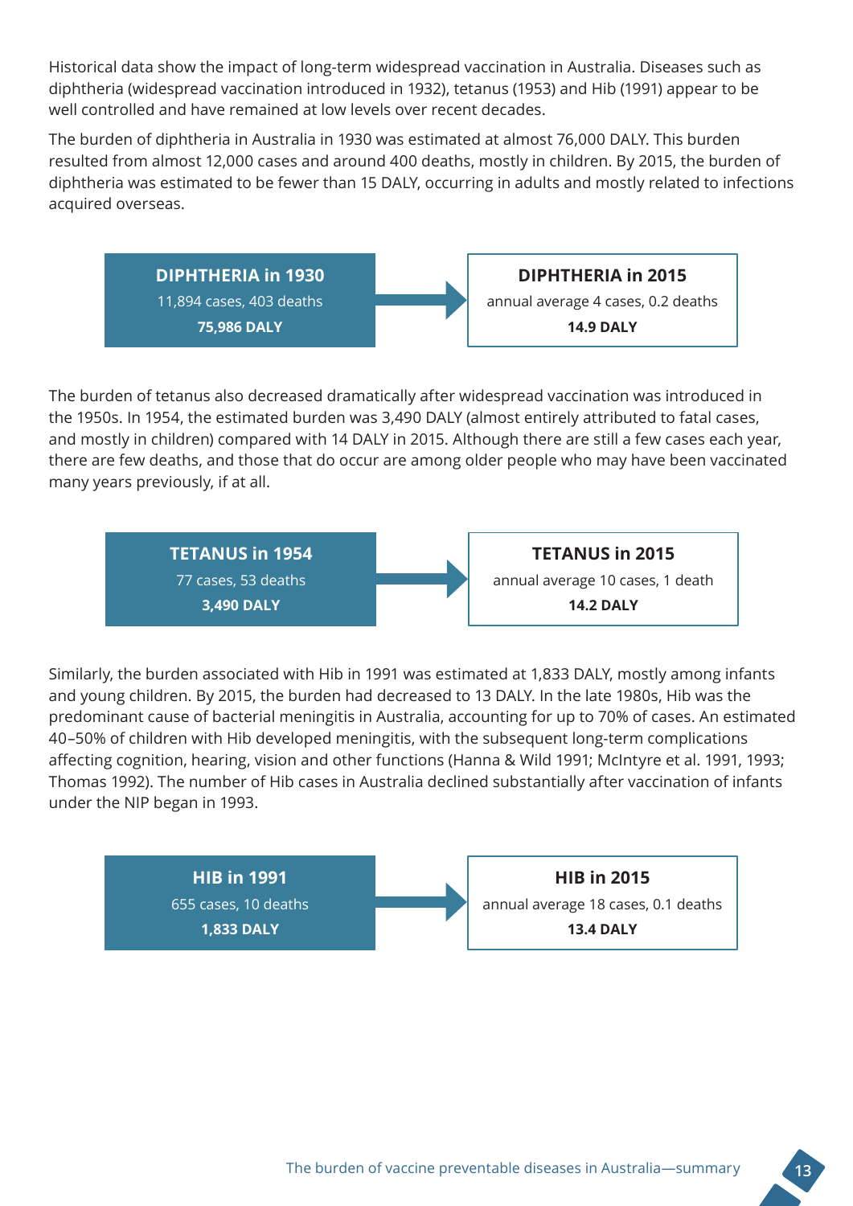Historical data show the impact of long-term widespread vaccination in Australia. Diseases such as diphtheria (widespread vaccination introduced in 1932), tetanus (1953) and Hib (1991) appear to be well controlled and have remained at low levels over recent decades.

The burden of diphtheria in Australia in 1930 was estimated at almost 76,000 DALY. This burden resulted from almost 12,000 cases and around 400 deaths, mostly in children. By 2015, the burden of diphtheria was estimated to be fewer than 15 DALY, occurring in adults and mostly related to infections acquired overseas.

| DIPHTHERIA in 1930 | → | DIPHTHERIA in 2015 |
|---|---|---|
| 11,894 cases, 403 deaths | | annual average 4 cases, 0.2 deaths |
| **75,986 DALY** | | **14.9 DALY** |

The burden of tetanus also decreased dramatically after widespread vaccination was introduced in the 1950s. In 1954, the estimated burden was 3,490 DALY (almost entirely attributed to fatal cases, and mostly in children) compared with 14 DALY in 2015. Although there are still a few cases each year, there are few deaths, and those that do occur are among older people who may have been vaccinated many years previously, if at all.

| TETANUS in 1954 | → | TETANUS in 2015 |
|---|---|---|
| 77 cases, 53 deaths | | annual average 10 cases, 1 death |
| **3,490 DALY** | | **14.2 DALY** |

Similarly, the burden associated with Hib in 1991 was estimated at 1,833 DALY, mostly among infants and young children. By 2015, the burden had decreased to 13 DALY. In the late 1980s, Hib was the predominant cause of bacterial meningitis in Australia, accounting for up to 70% of cases. An estimated 40–50% of children with Hib developed meningitis, with the subsequent long-term complications affecting cognition, hearing, vision and other functions (Hanna & Wild 1991; McIntyre et al. 1991, 1993; Thomas 1992). The number of Hib cases in Australia declined substantially after vaccination of infants under the NIP began in 1993.

| HIB in 1991 | → | HIB in 2015 |
|---|---|---|
| 655 cases, 10 deaths | | annual average 18 cases, 0.1 deaths |
| **1,833 DALY** | | **13.4 DALY** |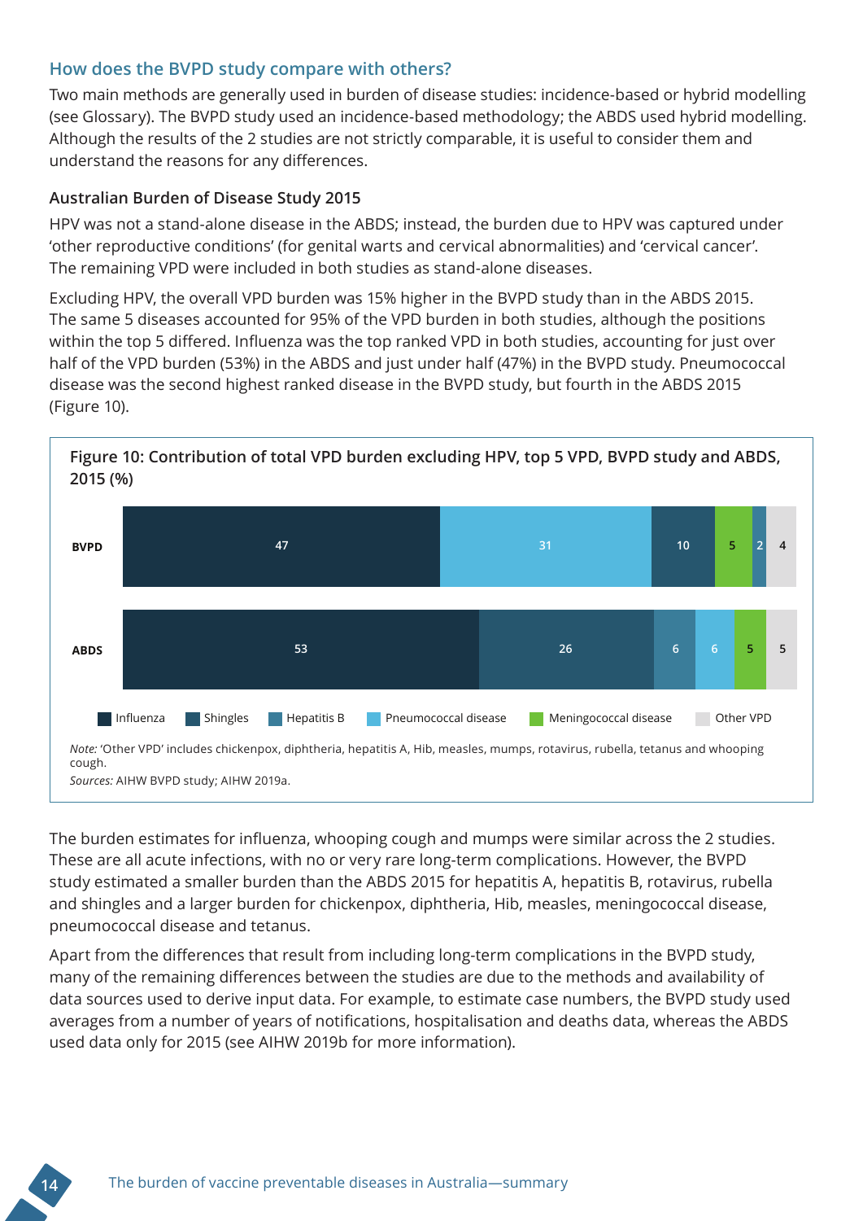## How does the BVPD study compare with others?

Two main methods are generally used in burden of disease studies: incidence-based or hybrid modelling (see Glossary). The BVPD study used an incidence-based methodology; the ABDS used hybrid modelling. Although the results of the 2 studies are not strictly comparable, it is useful to consider them and understand the reasons for any differences.

### Australian Burden of Disease Study 2015

HPV was not a stand-alone disease in the ABDS; instead, the burden due to HPV was captured under 'other reproductive conditions' (for genital warts and cervical abnormalities) and 'cervical cancer'. The remaining VPD were included in both studies as stand-alone diseases.

Excluding HPV, the overall VPD burden was 15% higher in the BVPD study than in the ABDS 2015. The same 5 diseases accounted for 95% of the VPD burden in both studies, although the positions within the top 5 differed. Influenza was the top ranked VPD in both studies, accounting for just over half of the VPD burden (53%) in the ABDS and just under half (47%) in the BVPD study. Pneumococcal disease was the second highest ranked disease in the BVPD study, but fourth in the ABDS 2015 (Figure 10).

**Figure 10: Contribution of total VPD burden excluding HPV, top 5 VPD, BVPD study and ABDS, 2015 (%)**

| Study | Influenza | Shingles | Hepatitis B | Pneumococcal disease | Meningococcal disease | Other VPD |
|---|---|---|---|---|---|---|
| BVPD | 47 | 10 | 2 | 31 | 5 | 4 |
| ABDS | 53 | 26 | 6 | 6 | 5 | 5 |

*Note:* 'Other VPD' includes chickenpox, diphtheria, hepatitis A, Hib, measles, mumps, rotavirus, rubella, tetanus and whooping cough.

*Sources:* AIHW BVPD study; AIHW 2019a.

The burden estimates for influenza, whooping cough and mumps were similar across the 2 studies. These are all acute infections, with no or very rare long-term complications. However, the BVPD study estimated a smaller burden than the ABDS 2015 for hepatitis A, hepatitis B, rotavirus, rubella and shingles and a larger burden for chickenpox, diphtheria, Hib, measles, meningococcal disease, pneumococcal disease and tetanus.

Apart from the differences that result from including long-term complications in the BVPD study, many of the remaining differences between the studies are due to the methods and availability of data sources used to derive input data. For example, to estimate case numbers, the BVPD study used averages from a number of years of notifications, hospitalisation and deaths data, whereas the ABDS used data only for 2015 (see AIHW 2019b for more information).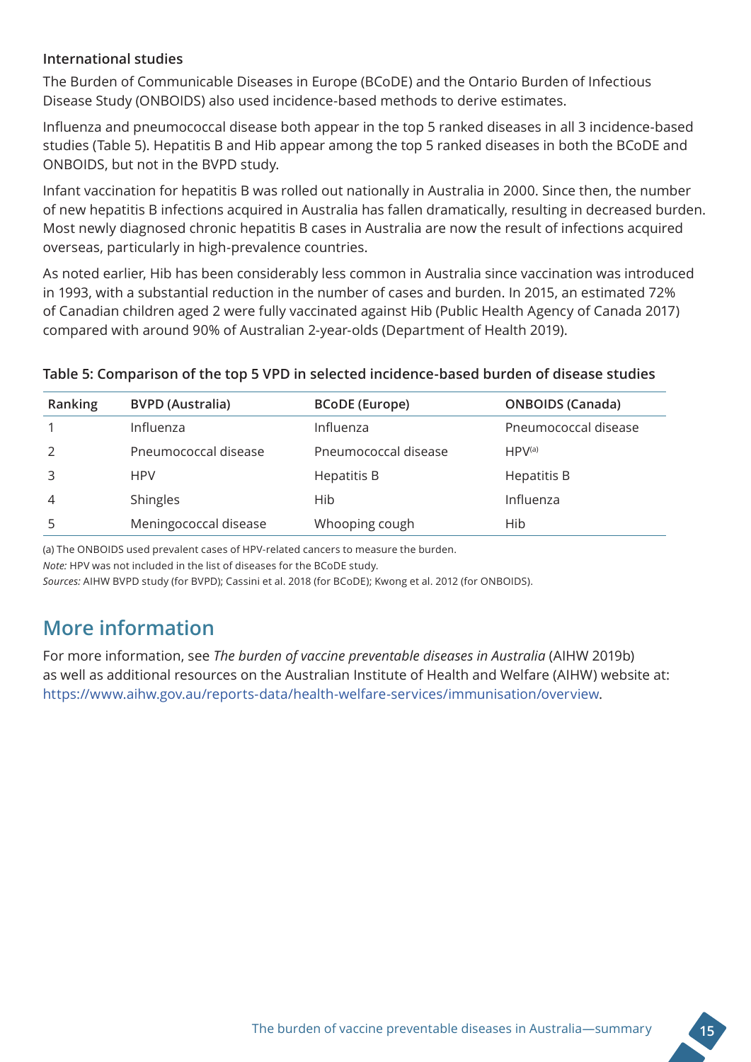### International studies

The Burden of Communicable Diseases in Europe (BCoDE) and the Ontario Burden of Infectious Disease Study (ONBOIDS) also used incidence-based methods to derive estimates.

Influenza and pneumococcal disease both appear in the top 5 ranked diseases in all 3 incidence-based studies (Table 5). Hepatitis B and Hib appear among the top 5 ranked diseases in both the BCoDE and ONBOIDS, but not in the BVPD study.

Infant vaccination for hepatitis B was rolled out nationally in Australia in 2000. Since then, the number of new hepatitis B infections acquired in Australia has fallen dramatically, resulting in decreased burden. Most newly diagnosed chronic hepatitis B cases in Australia are now the result of infections acquired overseas, particularly in high-prevalence countries.

As noted earlier, Hib has been considerably less common in Australia since vaccination was introduced in 1993, with a substantial reduction in the number of cases and burden. In 2015, an estimated 72% of Canadian children aged 2 were fully vaccinated against Hib (Public Health Agency of Canada 2017) compared with around 90% of Australian 2-year-olds (Department of Health 2019).

**Table 5: Comparison of the top 5 VPD in selected incidence-based burden of disease studies**

| Ranking | BVPD (Australia) | BCoDE (Europe) | ONBOIDS (Canada) |
|---|---|---|---|
| 1 | Influenza | Influenza | Pneumococcal disease |
| 2 | Pneumococcal disease | Pneumococcal disease | HPV[(a)] |
| 3 | HPV | Hepatitis B | Hepatitis B |
| 4 | Shingles | Hib | Influenza |
| 5 | Meningococcal disease | Whooping cough | Hib |

(a) The ONBOIDS used prevalent cases of HPV-related cancers to measure the burden.

*Note:* HPV was not included in the list of diseases for the BCoDE study.

*Sources:* AIHW BVPD study (for BVPD); Cassini et al. 2018 (for BCoDE); Kwong et al. 2012 (for ONBOIDS).

## More information

For more information, see *The burden of vaccine preventable diseases in Australia* (AIHW 2019b) as well as additional resources on the Australian Institute of Health and Welfare (AIHW) website at: https://www.aihw.gov.au/reports-data/health-welfare-services/immunisation/overview.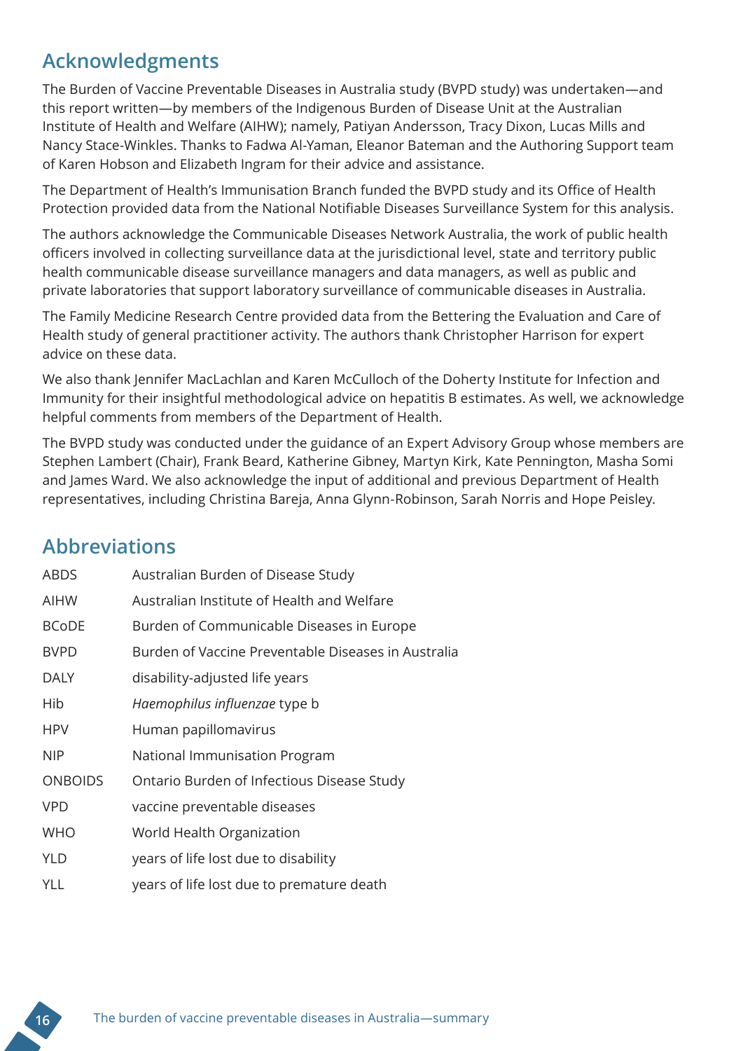## Acknowledgments

The Burden of Vaccine Preventable Diseases in Australia study (BVPD study) was undertaken—and this report written—by members of the Indigenous Burden of Disease Unit at the Australian Institute of Health and Welfare (AIHW); namely, Patiyan Andersson, Tracy Dixon, Lucas Mills and Nancy Stace-Winkles. Thanks to Fadwa Al-Yaman, Eleanor Bateman and the Authoring Support team of Karen Hobson and Elizabeth Ingram for their advice and assistance.

The Department of Health's Immunisation Branch funded the BVPD study and its Office of Health Protection provided data from the National Notifiable Diseases Surveillance System for this analysis.

The authors acknowledge the Communicable Diseases Network Australia, the work of public health officers involved in collecting surveillance data at the jurisdictional level, state and territory public health communicable disease surveillance managers and data managers, as well as public and private laboratories that support laboratory surveillance of communicable diseases in Australia.

The Family Medicine Research Centre provided data from the Bettering the Evaluation and Care of Health study of general practitioner activity. The authors thank Christopher Harrison for expert advice on these data.

We also thank Jennifer MacLachlan and Karen McCulloch of the Doherty Institute for Infection and Immunity for their insightful methodological advice on hepatitis B estimates. As well, we acknowledge helpful comments from members of the Department of Health.

The BVPD study was conducted under the guidance of an Expert Advisory Group whose members are Stephen Lambert (Chair), Frank Beard, Katherine Gibney, Martyn Kirk, Kate Pennington, Masha Somi and James Ward. We also acknowledge the input of additional and previous Department of Health representatives, including Christina Bareja, Anna Glynn-Robinson, Sarah Norris and Hope Peisley.

## Abbreviations

| | |
|---|---|
| ABDS | Australian Burden of Disease Study |
| AIHW | Australian Institute of Health and Welfare |
| BCoDE | Burden of Communicable Diseases in Europe |
| BVPD | Burden of Vaccine Preventable Diseases in Australia |
| DALY | disability-adjusted life years |
| Hib | *Haemophilus influenzae* type b |
| HPV | Human papillomavirus |
| NIP | National Immunisation Program |
| ONBOIDS | Ontario Burden of Infectious Disease Study |
| VPD | vaccine preventable diseases |
| WHO | World Health Organization |
| YLD | years of life lost due to disability |
| YLL | years of life lost due to premature death |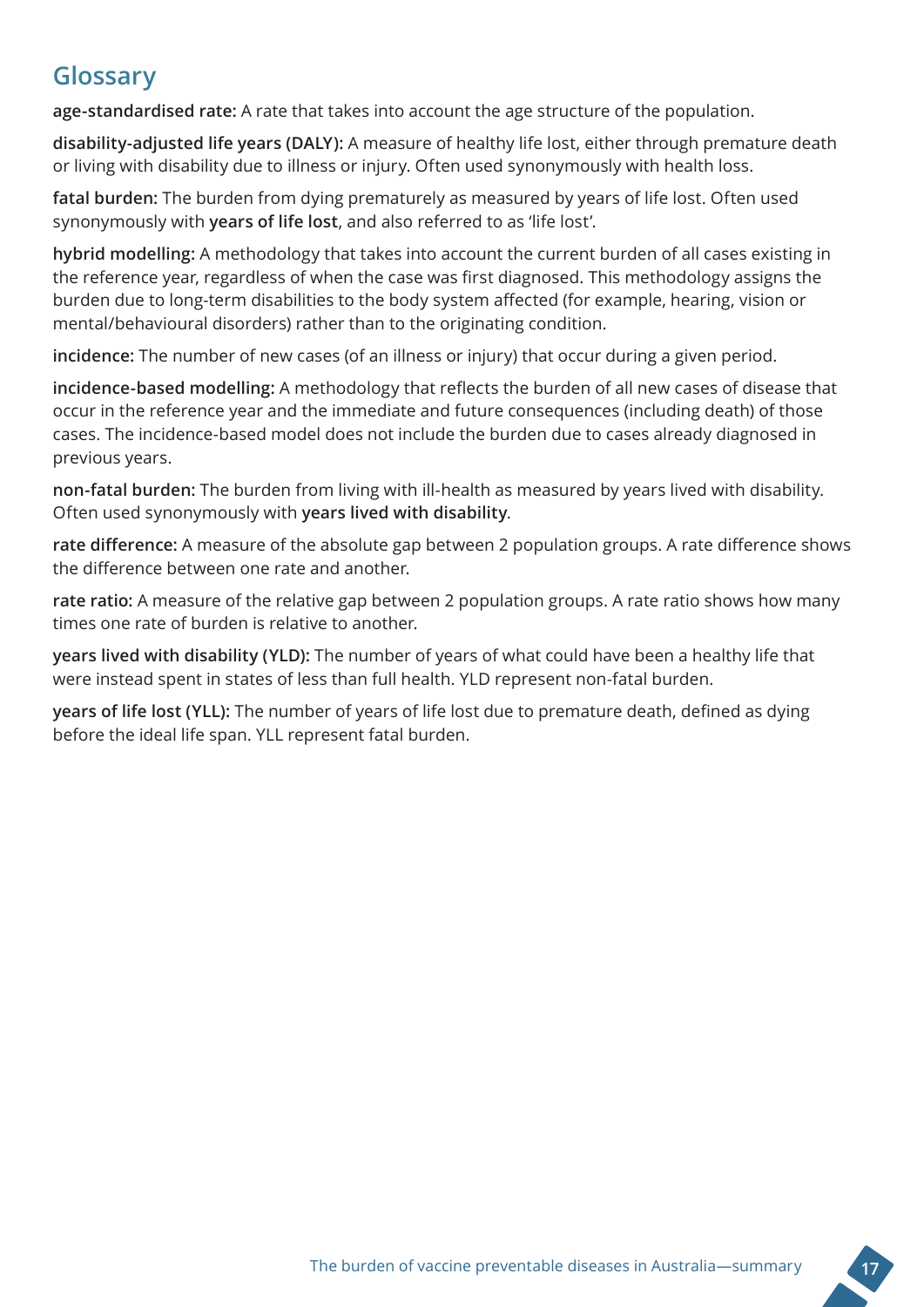## Glossary

**age-standardised rate:** A rate that takes into account the age structure of the population.

**disability-adjusted life years (DALY):** A measure of healthy life lost, either through premature death or living with disability due to illness or injury. Often used synonymously with health loss.

**fatal burden:** The burden from dying prematurely as measured by years of life lost. Often used synonymously with **years of life lost**, and also referred to as 'life lost'.

**hybrid modelling:** A methodology that takes into account the current burden of all cases existing in the reference year, regardless of when the case was first diagnosed. This methodology assigns the burden due to long-term disabilities to the body system affected (for example, hearing, vision or mental/behavioural disorders) rather than to the originating condition.

**incidence:** The number of new cases (of an illness or injury) that occur during a given period.

**incidence-based modelling:** A methodology that reflects the burden of all new cases of disease that occur in the reference year and the immediate and future consequences (including death) of those cases. The incidence-based model does not include the burden due to cases already diagnosed in previous years.

**non-fatal burden:** The burden from living with ill-health as measured by years lived with disability. Often used synonymously with **years lived with disability**.

**rate difference:** A measure of the absolute gap between 2 population groups. A rate difference shows the difference between one rate and another.

**rate ratio:** A measure of the relative gap between 2 population groups. A rate ratio shows how many times one rate of burden is relative to another.

**years lived with disability (YLD):** The number of years of what could have been a healthy life that were instead spent in states of less than full health. YLD represent non-fatal burden.

**years of life lost (YLL):** The number of years of life lost due to premature death, defined as dying before the ideal life span. YLL represent fatal burden.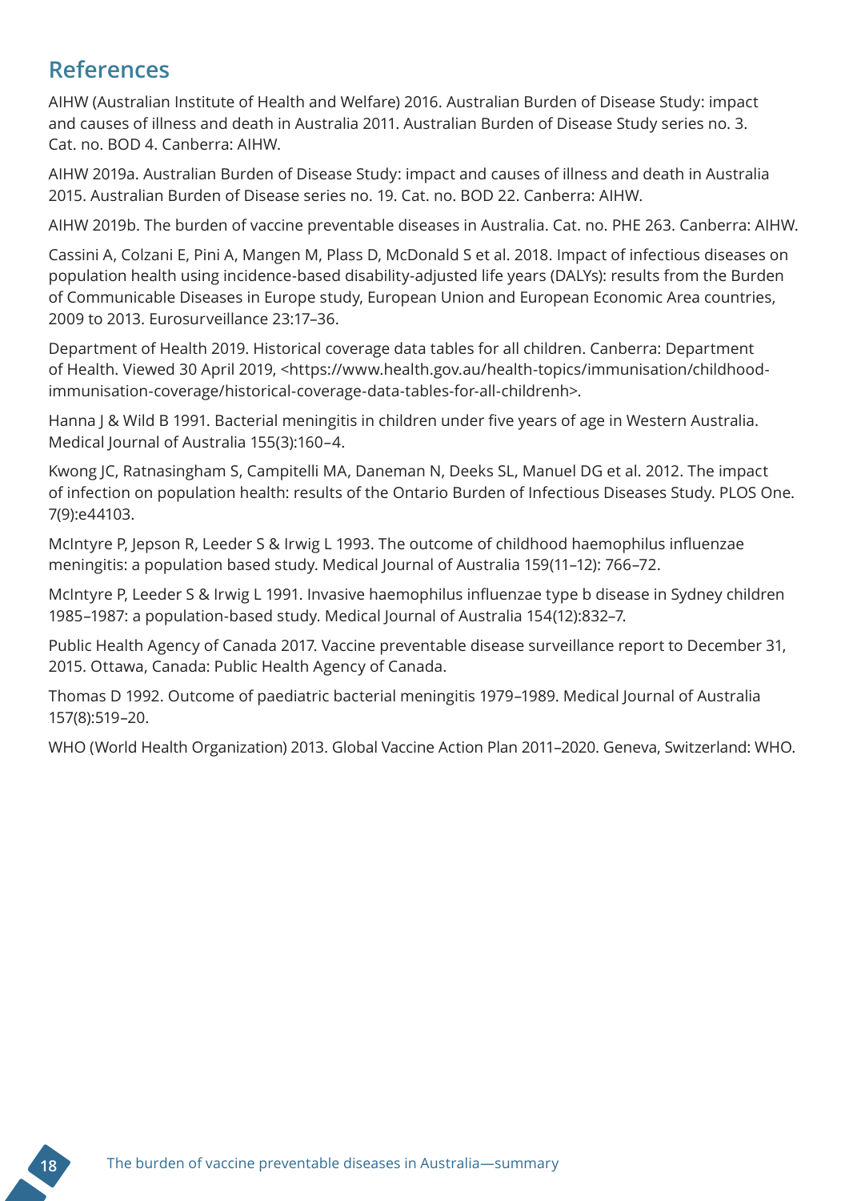## References

AIHW (Australian Institute of Health and Welfare) 2016. Australian Burden of Disease Study: impact and causes of illness and death in Australia 2011. Australian Burden of Disease Study series no. 3. Cat. no. BOD 4. Canberra: AIHW.

AIHW 2019a. Australian Burden of Disease Study: impact and causes of illness and death in Australia 2015. Australian Burden of Disease series no. 19. Cat. no. BOD 22. Canberra: AIHW.

AIHW 2019b. The burden of vaccine preventable diseases in Australia. Cat. no. PHE 263. Canberra: AIHW.

Cassini A, Colzani E, Pini A, Mangen M, Plass D, McDonald S et al. 2018. Impact of infectious diseases on population health using incidence-based disability-adjusted life years (DALYs): results from the Burden of Communicable Diseases in Europe study, European Union and European Economic Area countries, 2009 to 2013. Eurosurveillance 23:17–36.

Department of Health 2019. Historical coverage data tables for all children. Canberra: Department of Health. Viewed 30 April 2019, <https://www.health.gov.au/health-topics/immunisation/childhood-immunisation-coverage/historical-coverage-data-tables-for-all-childrenh>.

Hanna J & Wild B 1991. Bacterial meningitis in children under five years of age in Western Australia. Medical Journal of Australia 155(3):160–4.

Kwong JC, Ratnasingham S, Campitelli MA, Daneman N, Deeks SL, Manuel DG et al. 2012. The impact of infection on population health: results of the Ontario Burden of Infectious Diseases Study. PLOS One. 7(9):e44103.

McIntyre P, Jepson R, Leeder S & Irwig L 1993. The outcome of childhood haemophilus influenzae meningitis: a population based study. Medical Journal of Australia 159(11–12): 766–72.

McIntyre P, Leeder S & Irwig L 1991. Invasive haemophilus influenzae type b disease in Sydney children 1985–1987: a population-based study. Medical Journal of Australia 154(12):832–7.

Public Health Agency of Canada 2017. Vaccine preventable disease surveillance report to December 31, 2015. Ottawa, Canada: Public Health Agency of Canada.

Thomas D 1992. Outcome of paediatric bacterial meningitis 1979–1989. Medical Journal of Australia 157(8):519–20.

WHO (World Health Organization) 2013. Global Vaccine Action Plan 2011–2020. Geneva, Switzerland: WHO.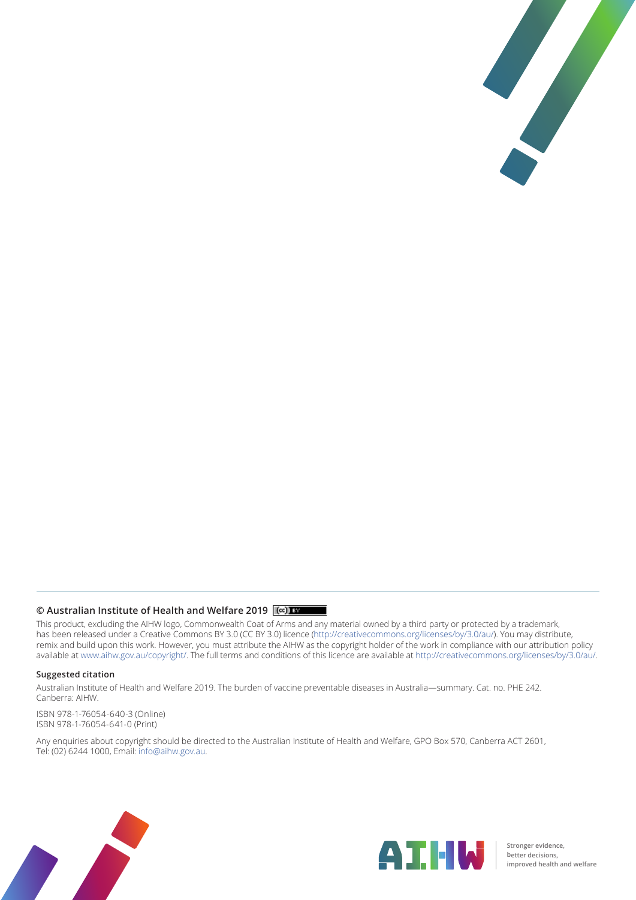**© Australian Institute of Health and Welfare 2019**

This product, excluding the AIHW logo, Commonwealth Coat of Arms and any material owned by a third party or protected by a trademark, has been released under a Creative Commons BY 3.0 (CC BY 3.0) licence (http://creativecommons.org/licenses/by/3.0/au/). You may distribute, remix and build upon this work. However, you must attribute the AIHW as the copyright holder of the work in compliance with our attribution policy available at www.aihw.gov.au/copyright/. The full terms and conditions of this licence are available at http://creativecommons.org/licenses/by/3.0/au/.

**Suggested citation**

Australian Institute of Health and Welfare 2019. The burden of vaccine preventable diseases in Australia—summary. Cat. no. PHE 242. Canberra: AIHW.

ISBN 978-1-76054-640-3 (Online)
ISBN 978-1-76054-641-0 (Print)

Any enquiries about copyright should be directed to the Australian Institute of Health and Welfare, GPO Box 570, Canberra ACT 2601, Tel: (02) 6244 1000, Email: info@aihw.gov.au.

AIHW

Stronger evidence,
better decisions,
improved health and welfare